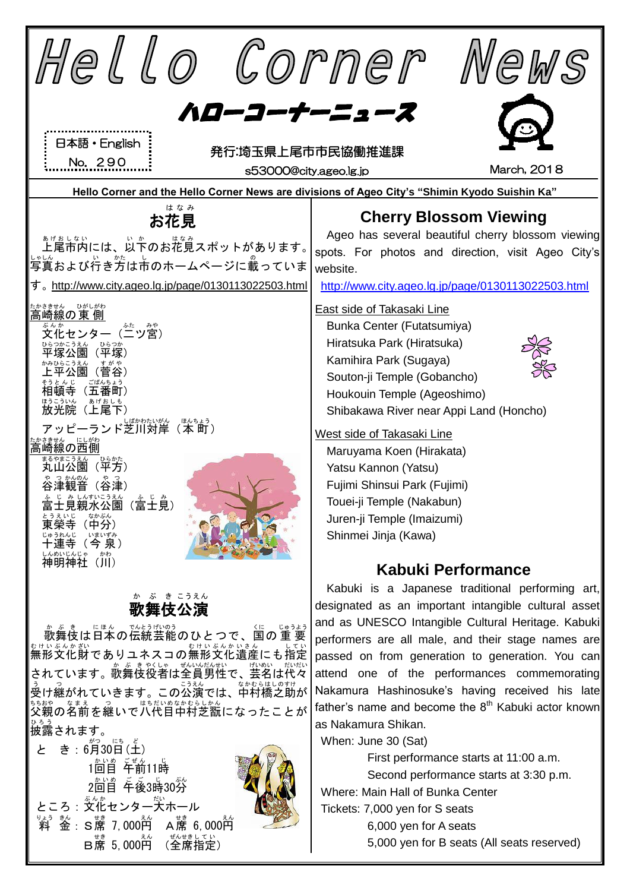# Hello Corner News

## ハローコーナーニュース

日本語・English
No. 290

発行:埼玉県上尾市市民協働推進課
s53000@city.ageo.lg.jp

March, 2018

**Hello Corner and the Hello Corner News are divisions of Ageo City's "Shimin Kyodo Suishin Ka"**

## お花見

上尾市内には、以下のお花見スポットがあります。写真および行き方は市のホームページに載っています。http://www.city.ageo.lg.jp/page/0130113022503.html

高崎線の東側
- 文化センター（二ツ宮）
- 平塚公園（平塚）
- 上平公園（菅谷）
- 相頓寺（五番町）
- 放光院（上尾下）
- アッピーランド芝川対岸（本町）

高崎線の西側
- 丸山公園（平方）
- 谷津観音（谷津）
- 富士見親水公園（富士見）
- 東榮寺（中分）
- 十連寺（今泉）
- 神明神社（川）

## 歌舞伎公演

歌舞伎は日本の伝統芸能のひとつで、国の重要無形文化財でありユネスコの無形文化遺産にも指定されています。歌舞伎役者は全員男性で、芸名は代々受け継がれていきます。この公演では、中村橋之助が父親の名前を継いで八代目中村芝翫になったことが披露されます。

と　き：6月30日（土）
　　1回目　午前11時
　　2回目　午後3時30分
ところ：文化センター大ホール
料　金：S席 7,000円　A席 6,000円
　　B席 5,000円　（全席指定）

## Cherry Blossom Viewing

Ageo has several beautiful cherry blossom viewing spots. For photos and direction, visit Ageo City's website.

http://www.city.ageo.lg.jp/page/0130113022503.html

East side of Takasaki Line
- Bunka Center (Futatsumiya)
- Hiratsuka Park (Hiratsuka)
- Kamihira Park (Sugaya)
- Souton-ji Temple (Gobancho)
- Houkouin Temple (Ageoshimo)
- Shibakawa River near Appi Land (Honcho)

West side of Takasaki Line
- Maruyama Koen (Hirakata)
- Yatsu Kannon (Yatsu)
- Fujimi Shinsui Park (Fujimi)
- Toueі-ji Temple (Nakabun)
- Juren-ji Temple (Imaizumi)
- Shinmei Jinja (Kawa)

## Kabuki Performance

Kabuki is a Japanese traditional performing art, designated as an important intangible cultural asset and as UNESCO Intangible Cultural Heritage. Kabuki performers are all male, and their stage names are passed on from generation to generation. You can attend one of the performances commemorating Nakamura Hashinosuke's having received his late father's name and become the 8th Kabuki actor known as Nakamura Shikan.

When: June 30 (Sat)
　First performance starts at 11:00 a.m.
　Second performance starts at 3:30 p.m.
Where: Main Hall of Bunka Center
Tickets: 7,000 yen for S seats
　6,000 yen for A seats
　5,000 yen for B seats (All seats reserved)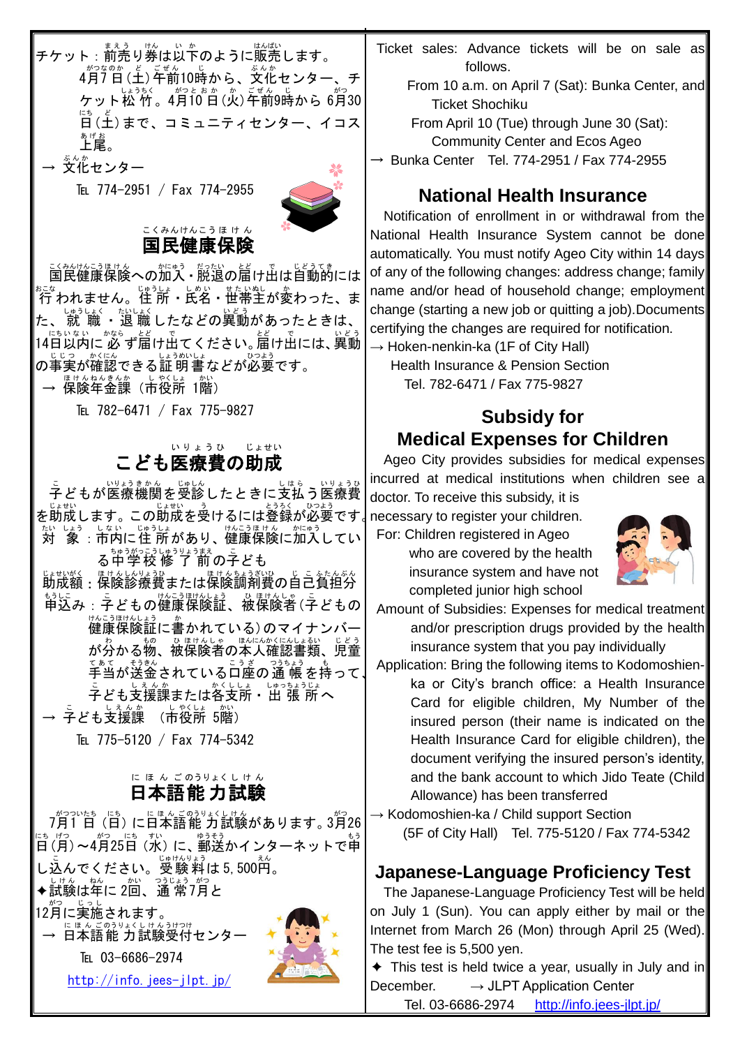チケット：前売り券は以下のように販売します。4月7日(土)午前10時から、文化センター、チケット松竹。4月10日(火)午前9時から6月30日(土)まで、コミュニティセンター、イコス上尾。

→ 文化センター

TEL 774-2951 / Fax 774-2955

## 国民健康保険

国民健康保険への加入・脱退の届け出は自動的には行われません。住所・氏名・世帯主が変わった、また、就職・退職したなどの異動があったときは、14日以内に必ず届け出てください。届け出には、異動の事実が確認できる証明書などが必要です。

→ 保険年金課（市役所 1階）

TEL 782-6471 / Fax 775-9827

## こども医療費の助成

子どもが医療機関を受診したときに支払う医療費を助成します。この助成を受けるには登録が必要です。

対象：市内に住所があり、健康保険に加入している中学校修了前の子ども

助成額：保険診療費または保険調剤費の自己負担分

申込み：子どもの健康保険証、被保険者(子どもの健康保険証に書かれている)のマイナンバーが分かる物、被保険者の本人確認書類、児童手当が送金されている口座の通帳を持って、子ども支援課または各支所・出張所へ

→ 子ども支援課（市役所 5階）

TEL 775-5120 / Fax 774-5342

## 日本語能力試験

7月1日(日)に日本語能力試験があります。3月26日(月)～4月25日(水)に、郵送かインターネットで申し込んでください。受験料は5,500円。

✦試験は年に2回、通常7月と12月に実施されます。

→ 日本語能力試験受付センター

TEL 03-6686-2974

http://info.jees-jlpt.jp/

Ticket sales: Advance tickets will be on sale as follows.

From 10 a.m. on April 7 (Sat): Bunka Center, and Ticket Shochiku

From April 10 (Tue) through June 30 (Sat): Community Center and Ecos Ageo

→ Bunka Center Tel. 774-2951 / Fax 774-2955

## National Health Insurance

Notification of enrollment in or withdrawal from the National Health Insurance System cannot be done automatically. You must notify Ageo City within 14 days of any of the following changes: address change; family name and/or head of household change; employment change (starting a new job or quitting a job).Documents certifying the changes are required for notification.

→ Hoken-nenkin-ka (1F of City Hall)
Health Insurance & Pension Section
Tel. 782-6471 / Fax 775-9827

## Subsidy for Medical Expenses for Children

Ageo City provides subsidies for medical expenses incurred at medical institutions when children see a doctor. To receive this subsidy, it is necessary to register your children.

For: Children registered in Ageo who are covered by the health insurance system and have not completed junior high school

Amount of Subsidies: Expenses for medical treatment and/or prescription drugs provided by the health insurance system that you pay individually

Application: Bring the following items to Kodomoshien-ka or City's branch office: a Health Insurance Card for eligible children, My Number of the insured person (their name is indicated on the Health Insurance Card for eligible children), the document verifying the insured person's identity, and the bank account to which Jido Teate (Child Allowance) has been transferred

→ Kodomoshien-ka / Child support Section
(5F of City Hall) Tel. 775-5120 / Fax 774-5342

## Japanese-Language Proficiency Test

The Japanese-Language Proficiency Test will be held on July 1 (Sun). You can apply either by mail or the Internet from March 26 (Mon) through April 25 (Wed). The test fee is 5,500 yen.

✦ This test is held twice a year, usually in July and in December. → JLPT Application Center
Tel. 03-6686-2974 http://info.jees-jlpt.jp/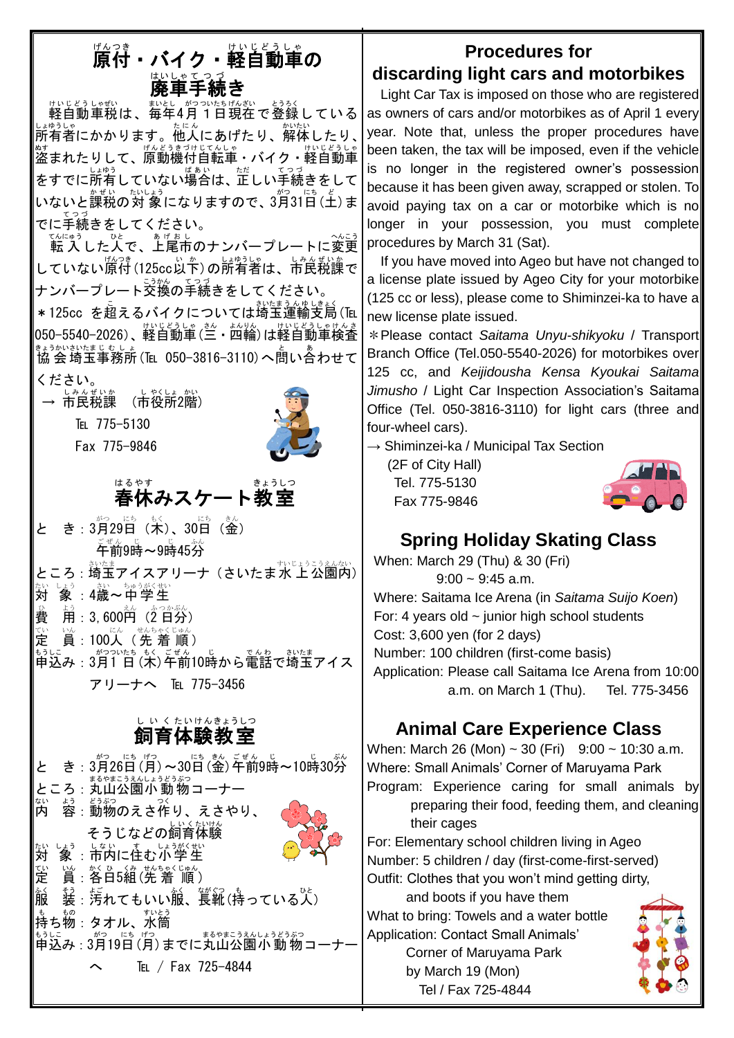## 原付・バイク・軽自動車の廃車手続き

軽自動車税は、毎年4月１日現在で登録している所有者にかかります。他人にあげたり、解体したり、盗まれたりして、原動機付自転車・バイク・軽自動車をすでに所有していない場合は、正しい手続きをしていないと課税の対象になりますので、3月31日（土）までに手続きをしてください。

転入した人で、上尾市のナンバープレートに変更していない原付（125cc以下）の所有者は、市民税課でナンバープレート交換の手続きをしてください。

＊125cc を超えるバイクについては埼玉運輸支局（TEL 050-5540-2026）、軽自動車（三・四輪）は軽自動車検査協会埼玉事務所（TEL 050-3816-3110）へ問い合わせてください。

→ 市民税課　（市役所2階）
TEL 775-5130
Fax 775-9846

## 春休みスケート教室

とき：3月29日（木）、30日（金）
午前9時～9時45分
ところ：埼玉アイスアリーナ（さいたま水上公園内）
対象：4歳～中学生
費用：3,600円（2日分）
定員：100人（先着順）
申込み：3月1日（木）午前10時から電話で埼玉アイスアリーナへ　TEL 775-3456

## 飼育体験教室

とき：3月26日（月）～30日（金）午前9時～10時30分
ところ：丸山公園小動物コーナー
内容：動物のえさ作り、えさやり、そうじなどの飼育体験
対象：市内に住む小学生
定員：各日5組（先着順）
服装：汚れてもいい服、長靴（持っている人）
持ち物：タオル、水筒
申込み：3月19日（月）までに丸山公園小動物コーナーへ　TEL / Fax 725-4844

## Procedures for discarding light cars and motorbikes

Light Car Tax is imposed on those who are registered as owners of cars and/or motorbikes as of April 1 every year. Note that, unless the proper procedures have been taken, the tax will be imposed, even if the vehicle is no longer in the registered owner's possession because it has been given away, scrapped or stolen. To avoid paying tax on a car or motorbike which is no longer in your possession, you must complete procedures by March 31 (Sat).

If you have moved into Ageo but have not changed to a license plate issued by Ageo City for your motorbike (125 cc or less), please come to Shiminzei-ka to have a new license plate issued.

＊Please contact *Saitama Unyu-shikyoku* / Transport Branch Office (Tel.050-5540-2026) for motorbikes over 125 cc, and *Keijidousha Kensa Kyoukai Saitama Jimusho* / Light Car Inspection Association's Saitama Office (Tel. 050-3816-3110) for light cars (three and four-wheel cars).

→ Shiminzei-ka / Municipal Tax Section
(2F of City Hall)
Tel. 775-5130
Fax 775-9846

## Spring Holiday Skating Class

When: March 29 (Thu) & 30 (Fri)
9:00 ~ 9:45 a.m.
Where: Saitama Ice Arena (in *Saitama Suijo Koen*)
For: 4 years old ~ junior high school students
Cost: 3,600 yen (for 2 days)
Number: 100 children (first-come basis)
Application: Please call Saitama Ice Arena from 10:00 a.m. on March 1 (Thu).　Tel. 775-3456

## Animal Care Experience Class

When: March 26 (Mon) ~ 30 (Fri)　9:00 ~ 10:30 a.m.
Where: Small Animals' Corner of Maruyama Park
Program: Experience caring for small animals by preparing their food, feeding them, and cleaning their cages
For: Elementary school children living in Ageo
Number: 5 children / day (first-come-first-served)
Outfit: Clothes that you won't mind getting dirty, and boots if you have them
What to bring: Towels and a water bottle
Application: Contact Small Animals' Corner of Maruyama Park by March 19 (Mon)
Tel / Fax 725-4844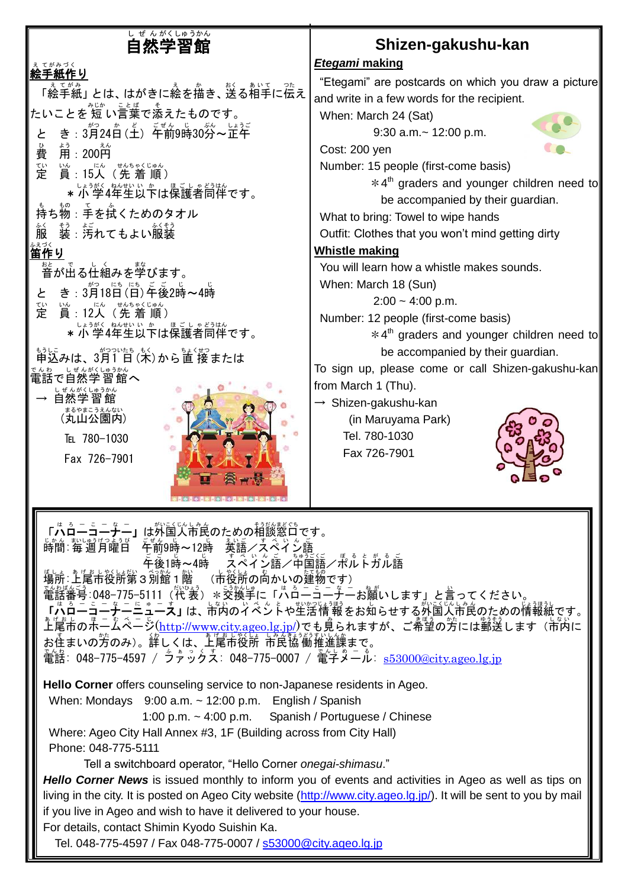# 自然学習館

## 絵手紙作り

「絵手紙」とは、はがきに絵を描き、送る相手に伝えたいことを短い言葉で添えたものです。

と　き：3月24日（土）午前9時30分～正午
費　用：200円
定　員：15人（先着順）
＊小学4年生以下は保護者同伴です。
持ち物：手を拭くためのタオル
服　装：汚れてもよい服装

## 笛作り

音が出る仕組みを学びます。

と　き：3月18日（日）午後2時～4時
定　員：12人（先着順）
＊小学4年生以下は保護者同伴です。

申込みは、3月1日（木）から直接または電話で自然学習館へ
→ 自然学習館
（丸山公園内）
TEL 780-1030
Fax 726-7901

# Shizen-gakushu-kan

## *Etegami* making

"Etegami" are postcards on which you draw a picture and write in a few words for the recipient.

When: March 24 (Sat)
9:30 a.m.~ 12:00 p.m.
Cost: 200 yen
Number: 15 people (first-come basis)
＊4th graders and younger children need to be accompanied by their guardian.
What to bring: Towel to wipe hands
Outfit: Clothes that you won't mind getting dirty

## Whistle making

You will learn how a whistle makes sounds.
When: March 18 (Sun)
2:00 ~ 4:00 p.m.
Number: 12 people (first-come basis)
＊4th graders and younger children need to be accompanied by their guardian.

To sign up, please come or call Shizen-gakushu-kan from March 1 (Thu).
→ Shizen-gakushu-kan
(in Maruyama Park)
Tel. 780-1030
Fax 726-7901

---

**「ハローコーナー」**は外国人市民のための相談窓口です。
時間：毎週月曜日　午前9時～12時　英語／スペイン語
午後1時～4時　スペイン語／中国語／ポルトガル語
場所：上尾市役所第３別館１階　（市役所の向かいの建物です）
電話番号：048-775-5111（代表）＊交換手に「ハローコーナーお願いします」と言ってください。
**「ハローコーナーニュース」**は、市内のイベントや生活情報をお知らせする外国人市民のための情報紙です。上尾市のホームページ(http://www.city.ageo.lg.jp/)でも見られますが、ご希望の方には郵送します（市内にお住まいの方のみ）。詳しくは、上尾市役所 市民協働推進課まで。
電話：048-775-4597 / ファックス：048-775-0007 / 電子メール：s53000@city.ageo.lg.jp

**Hello Corner** offers counseling service to non-Japanese residents in Ageo.
When: Mondays　9:00 a.m. ~ 12:00 p.m.　English / Spanish
1:00 p.m. ~ 4:00 p.m.　Spanish / Portuguese / Chinese
Where: Ageo City Hall Annex #3, 1F (Building across from City Hall)
Phone: 048-775-5111
Tell a switchboard operator, "Hello Corner *onegai-shimasu*."
***Hello Corner News*** is issued monthly to inform you of events and activities in Ageo as well as tips on living in the city. It is posted on Ageo City website (http://www.city.ageo.lg.jp/). It will be sent to you by mail if you live in Ageo and wish to have it delivered to your house.
For details, contact Shimin Kyodo Suishin Ka.
Tel. 048-775-4597 / Fax 048-775-0007 / s53000@city.ageo.lg.jp